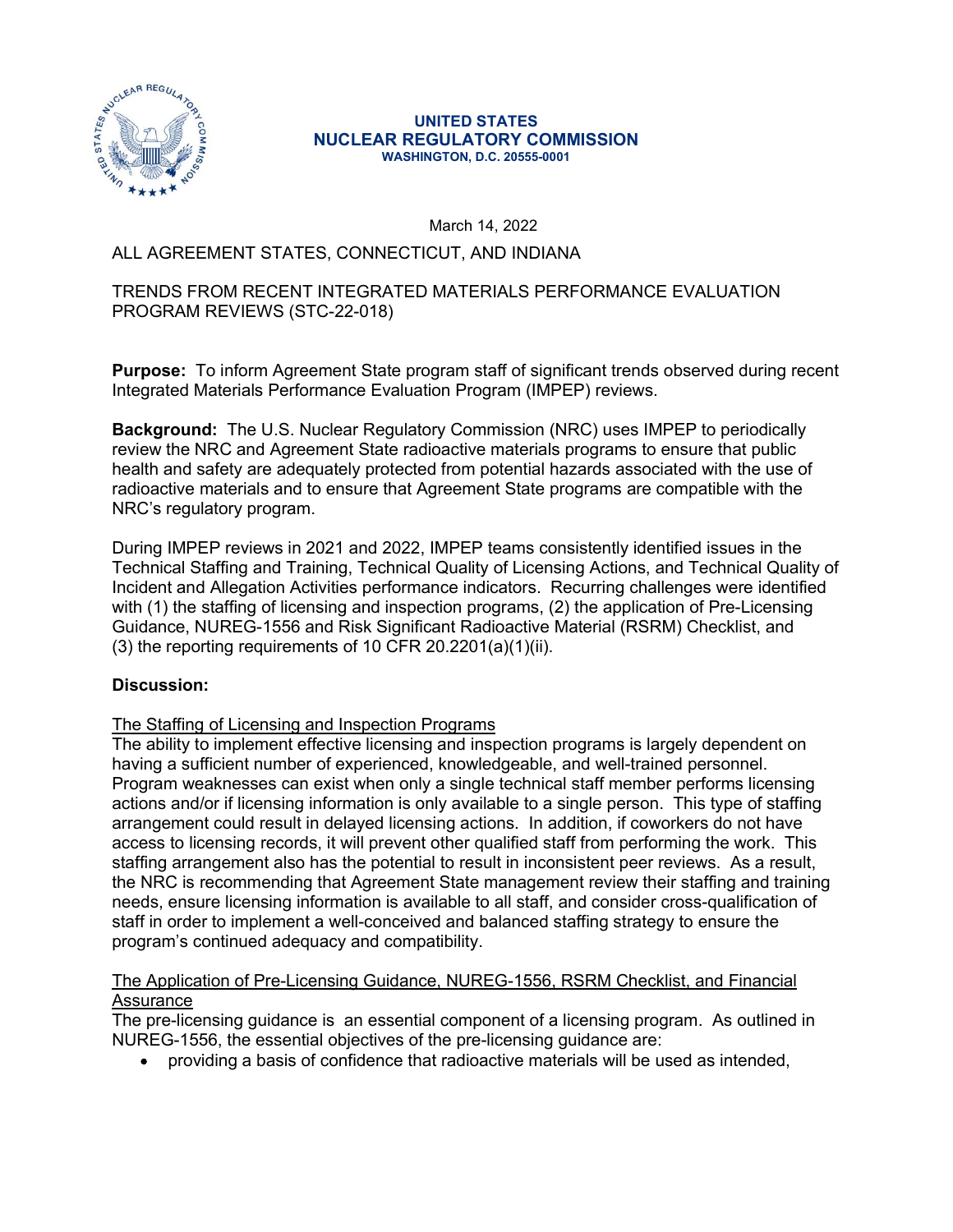**UNITED STATES**
**NUCLEAR REGULATORY COMMISSION**
**WASHINGTON, D.C. 20555-0001**

March 14, 2022

ALL AGREEMENT STATES, CONNECTICUT, AND INDIANA

TRENDS FROM RECENT INTEGRATED MATERIALS PERFORMANCE EVALUATION PROGRAM REVIEWS (STC-22-018)

**Purpose:** To inform Agreement State program staff of significant trends observed during recent Integrated Materials Performance Evaluation Program (IMPEP) reviews.

**Background:** The U.S. Nuclear Regulatory Commission (NRC) uses IMPEP to periodically review the NRC and Agreement State radioactive materials programs to ensure that public health and safety are adequately protected from potential hazards associated with the use of radioactive materials and to ensure that Agreement State programs are compatible with the NRC's regulatory program.

During IMPEP reviews in 2021 and 2022, IMPEP teams consistently identified issues in the Technical Staffing and Training, Technical Quality of Licensing Actions, and Technical Quality of Incident and Allegation Activities performance indicators. Recurring challenges were identified with (1) the staffing of licensing and inspection programs, (2) the application of Pre-Licensing Guidance, NUREG-1556 and Risk Significant Radioactive Material (RSRM) Checklist, and (3) the reporting requirements of 10 CFR 20.2201(a)(1)(ii).

**Discussion:**

The Staffing of Licensing and Inspection Programs

The ability to implement effective licensing and inspection programs is largely dependent on having a sufficient number of experienced, knowledgeable, and well-trained personnel. Program weaknesses can exist when only a single technical staff member performs licensing actions and/or if licensing information is only available to a single person. This type of staffing arrangement could result in delayed licensing actions. In addition, if coworkers do not have access to licensing records, it will prevent other qualified staff from performing the work. This staffing arrangement also has the potential to result in inconsistent peer reviews. As a result, the NRC is recommending that Agreement State management review their staffing and training needs, ensure licensing information is available to all staff, and consider cross-qualification of staff in order to implement a well-conceived and balanced staffing strategy to ensure the program's continued adequacy and compatibility.

The Application of Pre-Licensing Guidance, NUREG-1556, RSRM Checklist, and Financial Assurance

The pre-licensing guidance is an essential component of a licensing program. As outlined in NUREG-1556, the essential objectives of the pre-licensing guidance are:

- providing a basis of confidence that radioactive materials will be used as intended,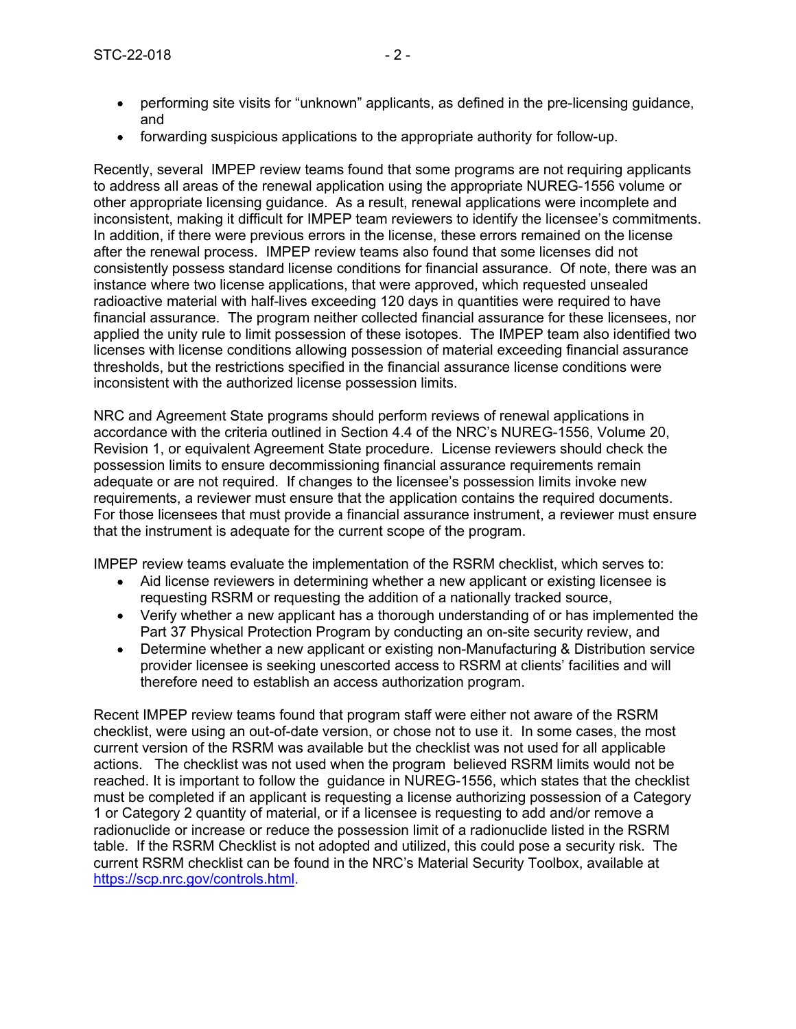- performing site visits for "unknown" applicants, as defined in the pre-licensing guidance, and
- forwarding suspicious applications to the appropriate authority for follow-up.

Recently, several IMPEP review teams found that some programs are not requiring applicants to address all areas of the renewal application using the appropriate NUREG-1556 volume or other appropriate licensing guidance. As a result, renewal applications were incomplete and inconsistent, making it difficult for IMPEP team reviewers to identify the licensee's commitments. In addition, if there were previous errors in the license, these errors remained on the license after the renewal process. IMPEP review teams also found that some licenses did not consistently possess standard license conditions for financial assurance. Of note, there was an instance where two license applications, that were approved, which requested unsealed radioactive material with half-lives exceeding 120 days in quantities were required to have financial assurance. The program neither collected financial assurance for these licensees, nor applied the unity rule to limit possession of these isotopes. The IMPEP team also identified two licenses with license conditions allowing possession of material exceeding financial assurance thresholds, but the restrictions specified in the financial assurance license conditions were inconsistent with the authorized license possession limits.

NRC and Agreement State programs should perform reviews of renewal applications in accordance with the criteria outlined in Section 4.4 of the NRC's NUREG-1556, Volume 20, Revision 1, or equivalent Agreement State procedure. License reviewers should check the possession limits to ensure decommissioning financial assurance requirements remain adequate or are not required. If changes to the licensee's possession limits invoke new requirements, a reviewer must ensure that the application contains the required documents. For those licensees that must provide a financial assurance instrument, a reviewer must ensure that the instrument is adequate for the current scope of the program.

IMPEP review teams evaluate the implementation of the RSRM checklist, which serves to:

- Aid license reviewers in determining whether a new applicant or existing licensee is requesting RSRM or requesting the addition of a nationally tracked source,
- Verify whether a new applicant has a thorough understanding of or has implemented the Part 37 Physical Protection Program by conducting an on-site security review, and
- Determine whether a new applicant or existing non-Manufacturing & Distribution service provider licensee is seeking unescorted access to RSRM at clients' facilities and will therefore need to establish an access authorization program.

Recent IMPEP review teams found that program staff were either not aware of the RSRM checklist, were using an out-of-date version, or chose not to use it. In some cases, the most current version of the RSRM was available but the checklist was not used for all applicable actions. The checklist was not used when the program believed RSRM limits would not be reached. It is important to follow the guidance in NUREG-1556, which states that the checklist must be completed if an applicant is requesting a license authorizing possession of a Category 1 or Category 2 quantity of material, or if a licensee is requesting to add and/or remove a radionuclide or increase or reduce the possession limit of a radionuclide listed in the RSRM table. If the RSRM Checklist is not adopted and utilized, this could pose a security risk. The current RSRM checklist can be found in the NRC's Material Security Toolbox, available at https://scp.nrc.gov/controls.html.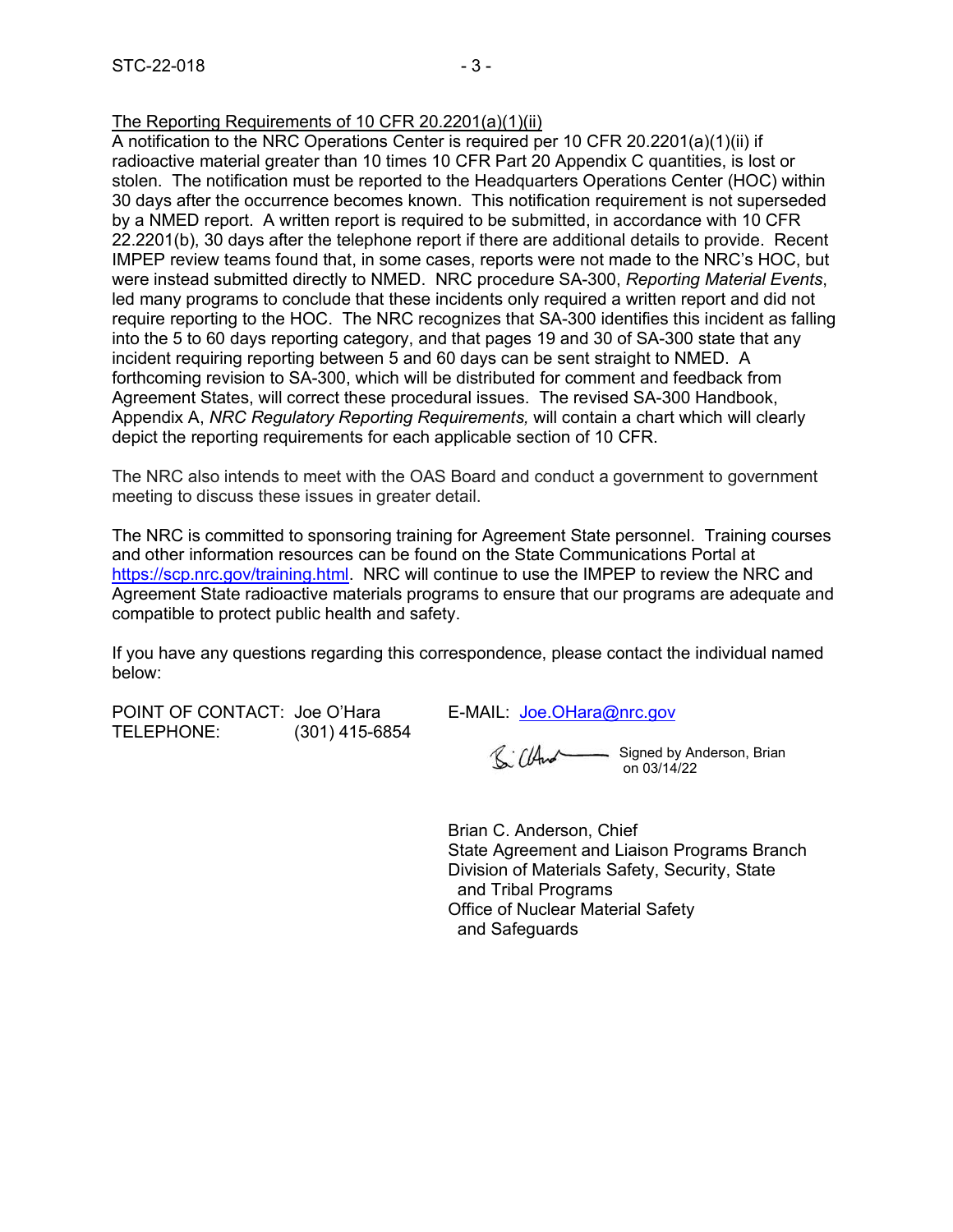<u>The Reporting Requirements of 10 CFR 20.2201(a)(1)(ii)</u>
A notification to the NRC Operations Center is required per 10 CFR 20.2201(a)(1)(ii) if radioactive material greater than 10 times 10 CFR Part 20 Appendix C quantities, is lost or stolen. The notification must be reported to the Headquarters Operations Center (HOC) within 30 days after the occurrence becomes known. This notification requirement is not superseded by a NMED report. A written report is required to be submitted, in accordance with 10 CFR 22.2201(b), 30 days after the telephone report if there are additional details to provide. Recent IMPEP review teams found that, in some cases, reports were not made to the NRC's HOC, but were instead submitted directly to NMED. NRC procedure SA-300, *Reporting Material Events*, led many programs to conclude that these incidents only required a written report and did not require reporting to the HOC. The NRC recognizes that SA-300 identifies this incident as falling into the 5 to 60 days reporting category, and that pages 19 and 30 of SA-300 state that any incident requiring reporting between 5 and 60 days can be sent straight to NMED. A forthcoming revision to SA-300, which will be distributed for comment and feedback from Agreement States, will correct these procedural issues. The revised SA-300 Handbook, Appendix A, *NRC Regulatory Reporting Requirements,* will contain a chart which will clearly depict the reporting requirements for each applicable section of 10 CFR.

The NRC also intends to meet with the OAS Board and conduct a government to government meeting to discuss these issues in greater detail.

The NRC is committed to sponsoring training for Agreement State personnel. Training courses and other information resources can be found on the State Communications Portal at https://scp.nrc.gov/training.html. NRC will continue to use the IMPEP to review the NRC and Agreement State radioactive materials programs to ensure that our programs are adequate and compatible to protect public health and safety.

If you have any questions regarding this correspondence, please contact the individual named below:

POINT OF CONTACT: Joe O'Hara
TELEPHONE: (301) 415-6854
E-MAIL: Joe.OHara@nrc.gov

Signed by Anderson, Brian on 03/14/22

Brian C. Anderson, Chief
State Agreement and Liaison Programs Branch
Division of Materials Safety, Security, State and Tribal Programs
Office of Nuclear Material Safety and Safeguards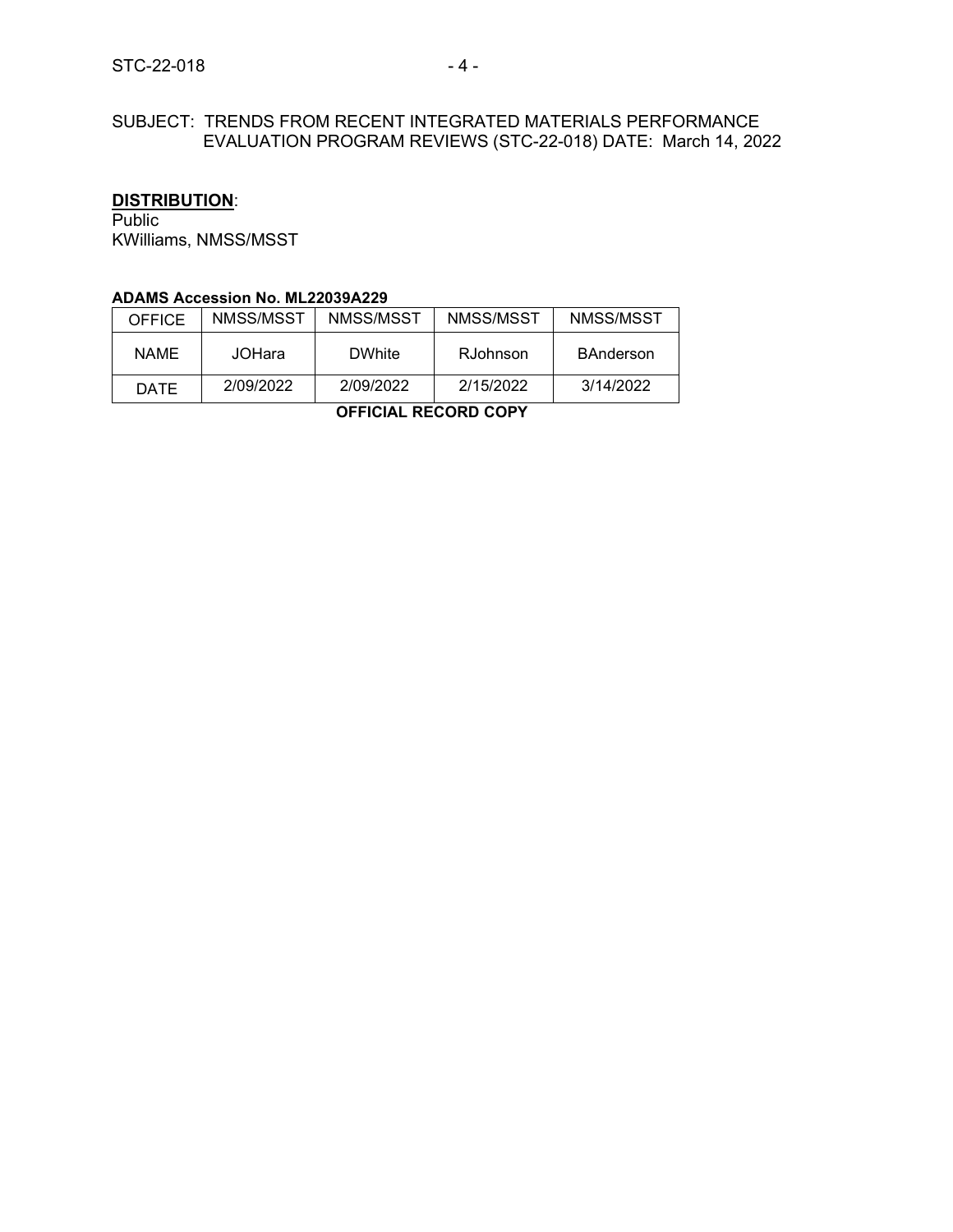SUBJECT: TRENDS FROM RECENT INTEGRATED MATERIALS PERFORMANCE EVALUATION PROGRAM REVIEWS (STC-22-018) DATE: March 14, 2022

**DISTRIBUTION**:
Public
KWilliams, NMSS/MSST

**ADAMS Accession No. ML22039A229**

| OFFICE | NMSS/MSST | NMSS/MSST | NMSS/MSST | NMSS/MSST |
|---|---|---|---|---|
| NAME | JOHara | DWhite | RJohnson | BAnderson |
| DATE | 2/09/2022 | 2/09/2022 | 2/15/2022 | 3/14/2022 |

**OFFICIAL RECORD COPY**